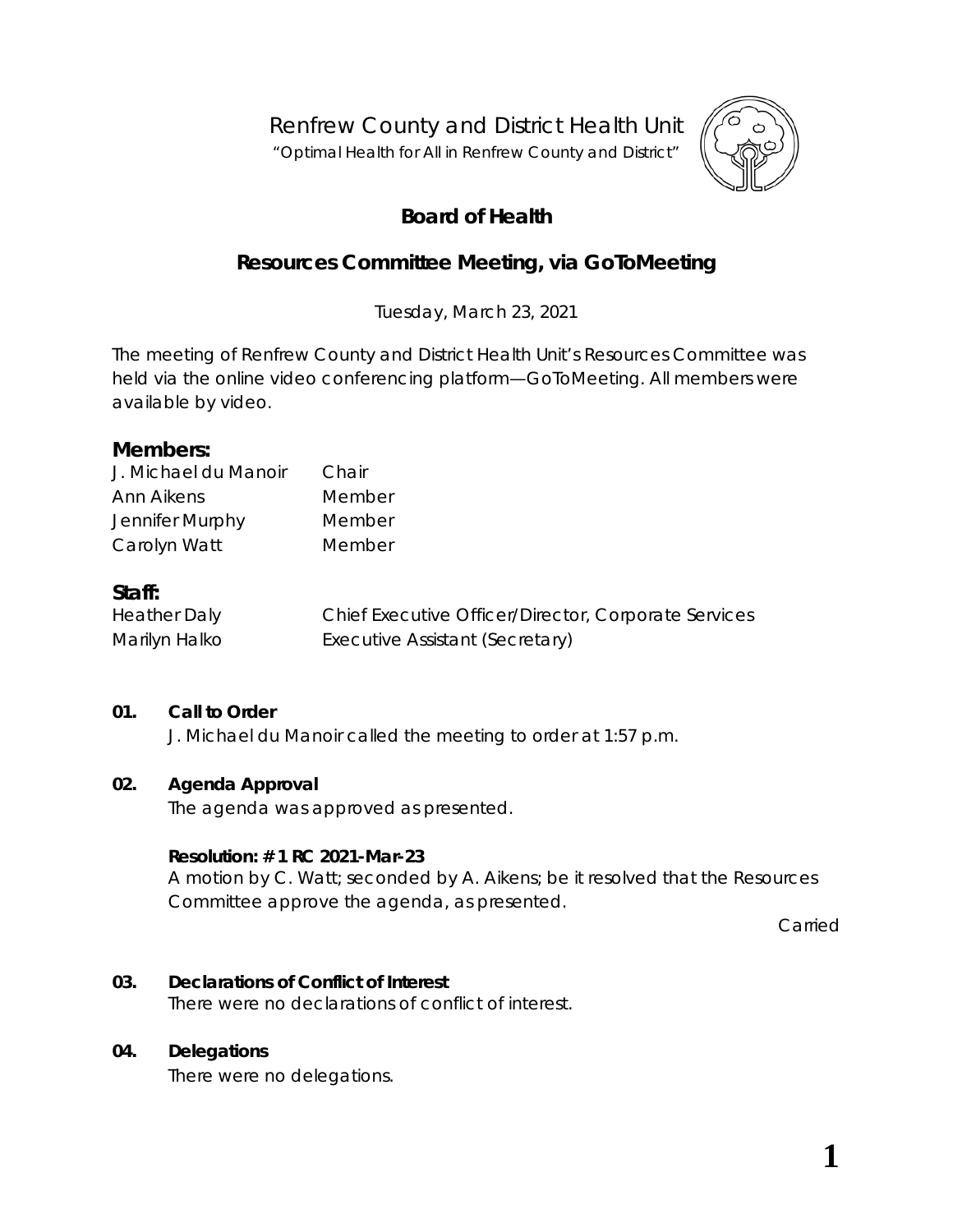# Renfrew County and District Health Unit

"Optimal Health for All in Renfrew County and District"

## Board of Health

## Resources Committee Meeting, via GoToMeeting

Tuesday, March 23, 2021

The meeting of Renfrew County and District Health Unit's Resources Committee was held via the online video conferencing platform—GoToMeeting. All members were available by video.

### Members:

| | |
|---|---|
| J. Michael du Manoir | Chair |
| Ann Aikens | Member |
| Jennifer Murphy | Member |
| Carolyn Watt | Member |

### Staff:

| | |
|---|---|
| Heather Daly | Chief Executive Officer/Director, Corporate Services |
| Marilyn Halko | Executive Assistant (Secretary) |

**01. Call to Order**

J. Michael du Manoir called the meeting to order at 1:57 p.m.

**02. Agenda Approval**

The agenda was approved as presented.

**Resolution: # 1 RC 2021-Mar-23**

A motion by C. Watt; seconded by A. Aikens; be it resolved that the Resources Committee approve the agenda, as presented.

Carried

**03. Declarations of Conflict of Interest**

There were no declarations of conflict of interest.

**04. Delegations**

There were no delegations.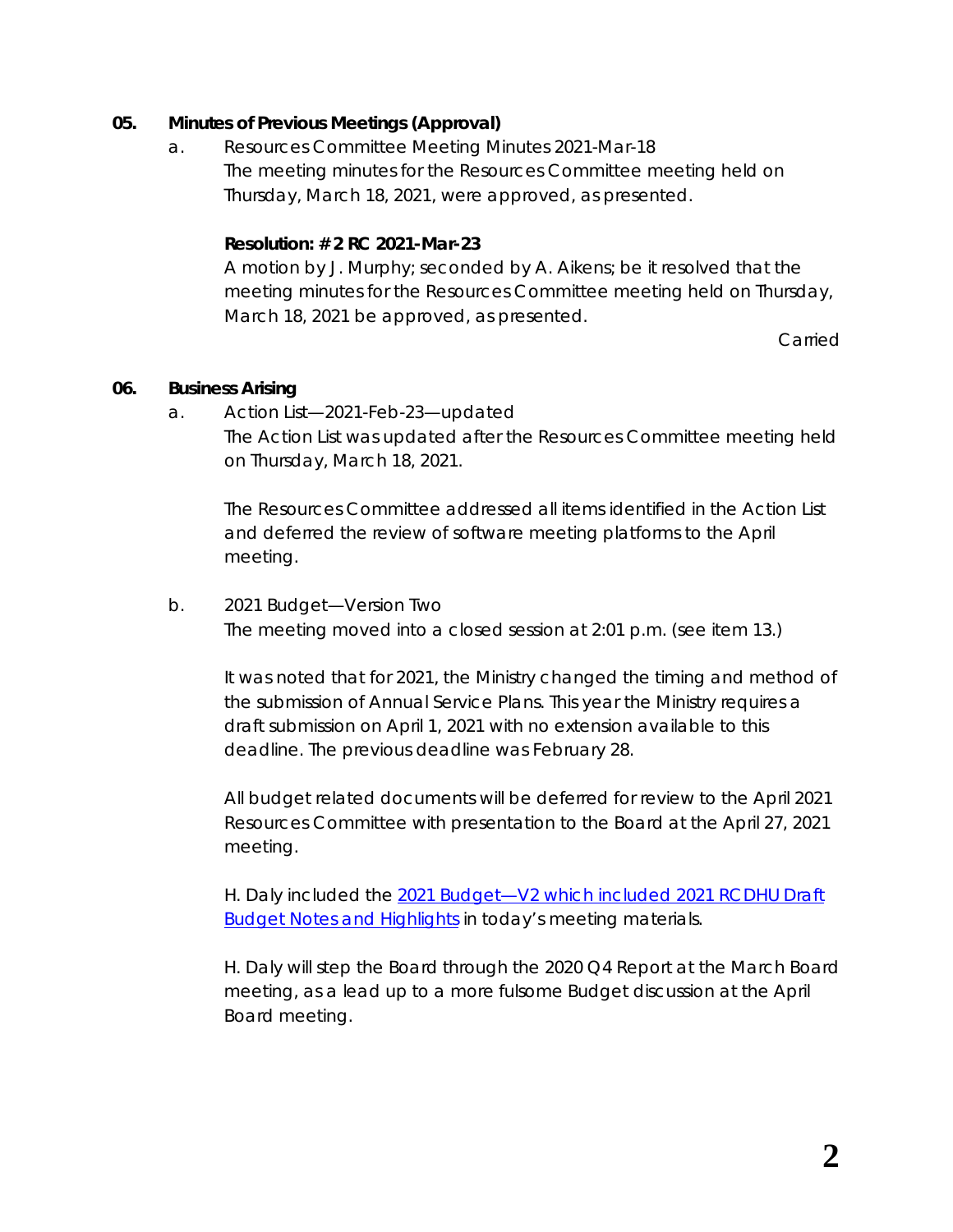**05. Minutes of Previous Meetings (Approval)**

a. Resources Committee Meeting Minutes 2021-Mar-18

The meeting minutes for the Resources Committee meeting held on Thursday, March 18, 2021, were approved, as presented.

**Resolution: # 2 RC 2021-Mar-23**

A motion by J. Murphy; seconded by A. Aikens; be it resolved that the meeting minutes for the Resources Committee meeting held on Thursday, March 18, 2021 be approved, as presented.

Carried

**06. Business Arising**

a. Action List—2021-Feb-23—updated

The Action List was updated after the Resources Committee meeting held on Thursday, March 18, 2021.

The Resources Committee addressed all items identified in the Action List and deferred the review of software meeting platforms to the April meeting.

b. 2021 Budget—Version Two

The meeting moved into a closed session at 2:01 p.m. (see item 13.)

It was noted that for 2021, the Ministry changed the timing and method of the submission of Annual Service Plans. This year the Ministry requires a draft submission on April 1, 2021 with no extension available to this deadline. The previous deadline was February 28.

All budget related documents will be deferred for review to the April 2021 Resources Committee with presentation to the Board at the April 27, 2021 meeting.

H. Daly included the 2021 Budget—V2 which included 2021 RCDHU Draft Budget Notes and Highlights in today's meeting materials.

H. Daly will step the Board through the 2020 Q4 Report at the March Board meeting, as a lead up to a more fulsome Budget discussion at the April Board meeting.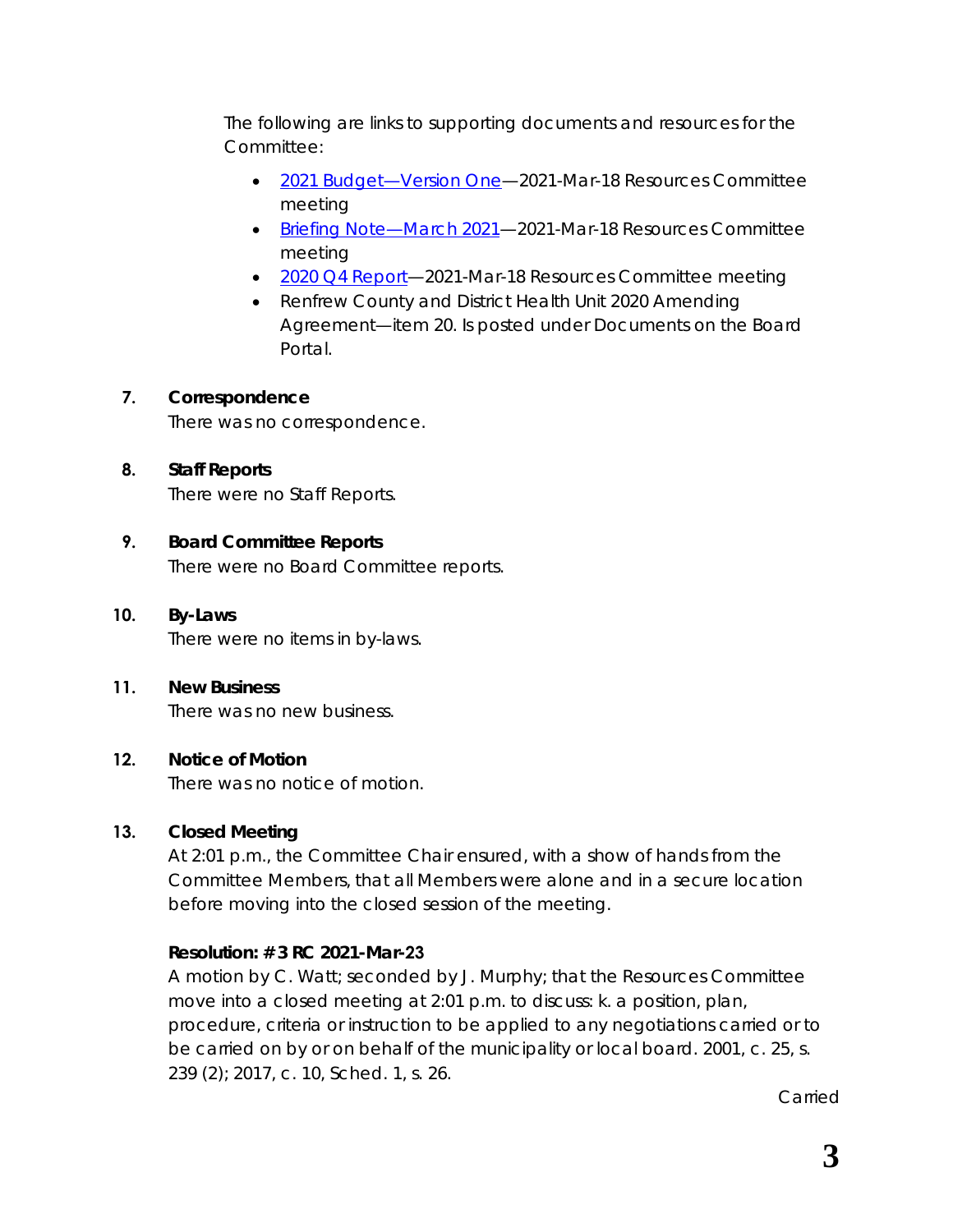The following are links to supporting documents and resources for the Committee:

- [2021 Budget—Version One]—2021-Mar-18 Resources Committee meeting
- [Briefing Note—March 2021]—2021-Mar-18 Resources Committee meeting
- [2020 Q4 Report]—2021-Mar-18 Resources Committee meeting
- Renfrew County and District Health Unit 2020 Amending Agreement—item 20. Is posted under Documents on the Board Portal.

## 7. Correspondence

There was no correspondence.

## 8. Staff Reports

There were no Staff Reports.

## 9. Board Committee Reports

There were no Board Committee reports.

## 10. By-Laws

There were no items in by-laws.

## 11. New Business

There was no new business.

## 12. Notice of Motion

There was no notice of motion.

## 13. Closed Meeting

At 2:01 p.m., the Committee Chair ensured, with a show of hands from the Committee Members, that all Members were alone and in a secure location before moving into the closed session of the meeting.

**Resolution: # 3 RC 2021-Mar-23**

A motion by C. Watt; seconded by J. Murphy; that the Resources Committee move into a closed meeting at 2:01 p.m. to discuss: k. a position, plan, procedure, criteria or instruction to be applied to any negotiations carried or to be carried on by or on behalf of the municipality or local board. 2001, c. 25, s. 239 (2); 2017, c. 10, Sched. 1, s. 26.

Carried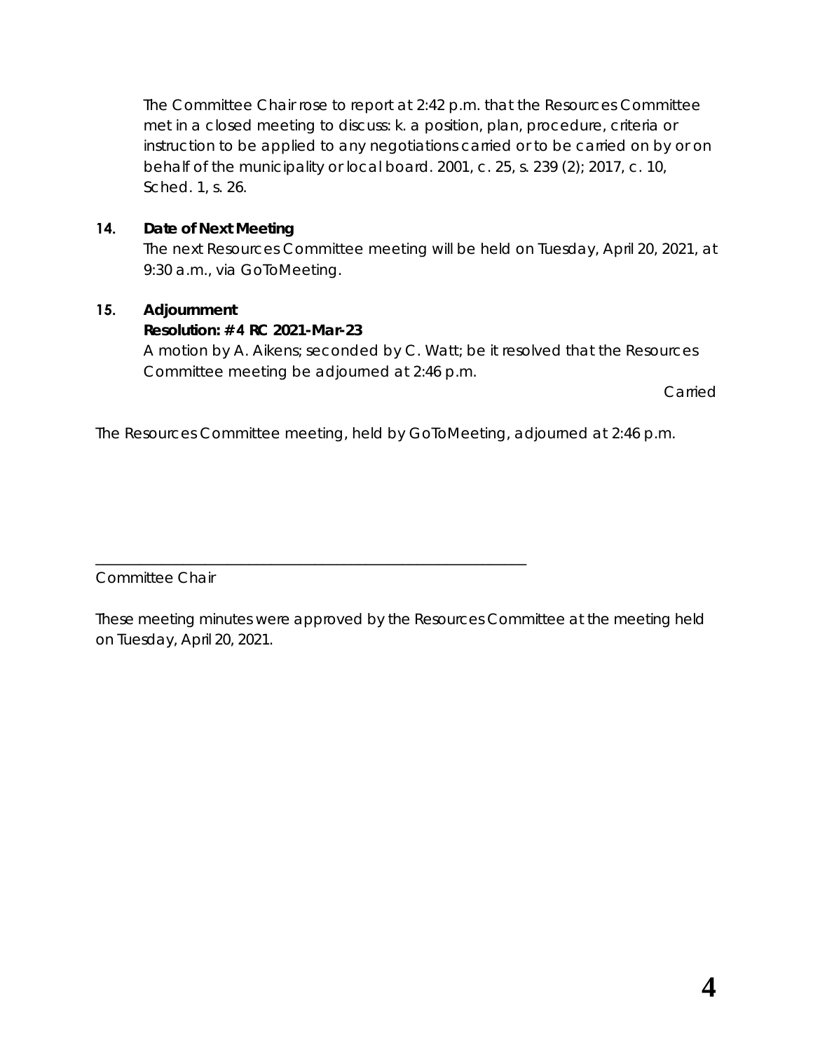The Committee Chair rose to report at 2:42 p.m. that the Resources Committee met in a closed meeting to discuss: k. a position, plan, procedure, criteria or instruction to be applied to any negotiations carried or to be carried on by or on behalf of the municipality or local board. 2001, c. 25, s. 239 (2); 2017, c. 10, Sched. 1, s. 26.

## 14. Date of Next Meeting

The next Resources Committee meeting will be held on Tuesday, April 20, 2021, at 9:30 a.m., via GoToMeeting.

## 15. Adjournment

**Resolution: #4 RC 2021-Mar-23**

A motion by A. Aikens; seconded by C. Watt; be it resolved that the Resources Committee meeting be adjourned at 2:46 p.m.

Carried

The Resources Committee meeting, held by GoToMeeting, adjourned at 2:46 p.m.

\_\_\_\_\_\_\_\_\_\_\_\_\_\_\_\_\_\_\_\_\_\_\_\_\_\_\_\_\_\_\_\_\_\_\_\_\_\_\_\_

Committee Chair

These meeting minutes were approved by the Resources Committee at the meeting held on Tuesday, April 20, 2021.